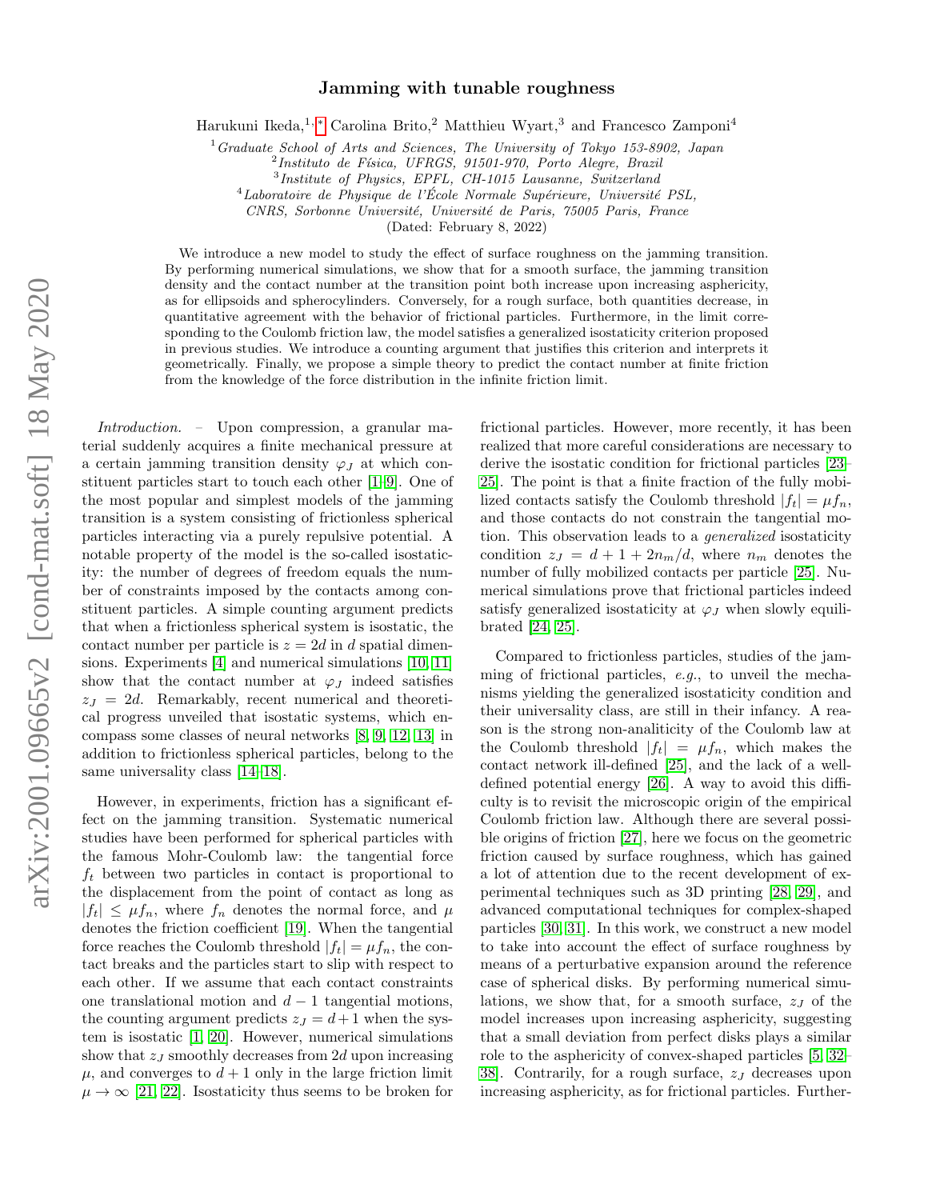# Jamming with tunable roughness

Harukuni Ikeda,[1,*] Carolina Brito,[2] Matthieu Wyart,[3] and Francesco Zamponi[4]

[1] *Graduate School of Arts and Sciences, The University of Tokyo 153-8902, Japan*
[2] *Instituto de Física, UFRGS, 91501-970, Porto Alegre, Brazil*
[3] *Institute of Physics, EPFL, CH-1015 Lausanne, Switzerland*
[4] *Laboratoire de Physique de l'École Normale Supérieure, Université PSL, CNRS, Sorbonne Université, Université de Paris, 75005 Paris, France*

(Dated: February 8, 2022)

We introduce a new model to study the effect of surface roughness on the jamming transition. By performing numerical simulations, we show that for a smooth surface, the jamming transition density and the contact number at the transition point both increase upon increasing asphericity, as for ellipsoids and spherocylinders. Conversely, for a rough surface, both quantities decrease, in quantitative agreement with the behavior of frictional particles. Furthermore, in the limit corresponding to the Coulomb friction law, the model satisfies a generalized isostaticity criterion proposed in previous studies. We introduce a counting argument that justifies this criterion and interprets it geometrically. Finally, we propose a simple theory to predict the contact number at finite friction from the knowledge of the force distribution in the infinite friction limit.

*Introduction.* – Upon compression, a granular material suddenly acquires a finite mechanical pressure at a certain jamming transition density $\varphi_J$ at which constituent particles start to touch each other [1–9]. One of the most popular and simplest models of the jamming transition is a system consisting of frictionless spherical particles interacting via a purely repulsive potential. A notable property of the model is the so-called isostaticity: the number of degrees of freedom equals the number of constraints imposed by the contacts among constituent particles. A simple counting argument predicts that when a frictionless spherical system is isostatic, the contact number per particle is $z = 2d$ in $d$ spatial dimensions. Experiments [4] and numerical simulations [10, 11] show that the contact number at $\varphi_J$ indeed satisfies $z_J = 2d$. Remarkably, recent numerical and theoretical progress unveiled that isostatic systems, which encompass some classes of neural networks [8, 9, 12, 13] in addition to frictionless spherical particles, belong to the same universality class [14–18].

However, in experiments, friction has a significant effect on the jamming transition. Systematic numerical studies have been performed for spherical particles with the famous Mohr-Coulomb law: the tangential force $f_t$ between two particles in contact is proportional to the displacement from the point of contact as long as $|f_t| \leq \mu f_n$, where $f_n$ denotes the normal force, and $\mu$ denotes the friction coefficient [19]. When the tangential force reaches the Coulomb threshold $|f_t| = \mu f_n$, the contact breaks and the particles start to slip with respect to each other. If we assume that each contact constraints one translational motion and $d-1$ tangential motions, the counting argument predicts $z_J = d+1$ when the system is isostatic [1, 20]. However, numerical simulations show that $z_J$ smoothly decreases from $2d$ upon increasing $\mu$, and converges to $d+1$ only in the large friction limit $\mu \to \infty$ [21, 22]. Isostaticity thus seems to be broken for frictional particles. However, more recently, it has been realized that more careful considerations are necessary to derive the isostatic condition for frictional particles [23–25]. The point is that a finite fraction of the fully mobilized contacts satisfy the Coulomb threshold $|f_t| = \mu f_n$, and those contacts do not constrain the tangential motion. This observation leads to a *generalized* isostaticity condition $z_J = d + 1 + 2n_m/d$, where $n_m$ denotes the number of fully mobilized contacts per particle [25]. Numerical simulations prove that frictional particles indeed satisfy generalized isostaticity at $\varphi_J$ when slowly equilibrated [24, 25].

Compared to frictionless particles, studies of the jamming of frictional particles, *e.g.*, to unveil the mechanisms yielding the generalized isostaticity condition and their universality class, are still in their infancy. A reason is the strong non-analiticity of the Coulomb law at the Coulomb threshold $|f_t| = \mu f_n$, which makes the contact network ill-defined [25], and the lack of a well-defined potential energy [26]. A way to avoid this difficulty is to revisit the microscopic origin of the empirical Coulomb friction law. Although there are several possible origins of friction [27], here we focus on the geometric friction caused by surface roughness, which has gained a lot of attention due to the recent development of experimental techniques such as 3D printing [28, 29], and advanced computational techniques for complex-shaped particles [30, 31]. In this work, we construct a new model to take into account the effect of surface roughness by means of a perturbative expansion around the reference case of spherical disks. By performing numerical simulations, we show that, for a smooth surface, $z_J$ of the model increases upon increasing asphericity, suggesting that a small deviation from perfect disks plays a similar role to the asphericity of convex-shaped particles [5, 32–38]. Contrarily, for a rough surface, $z_J$ decreases upon increasing asphericity, as for frictional particles. Further-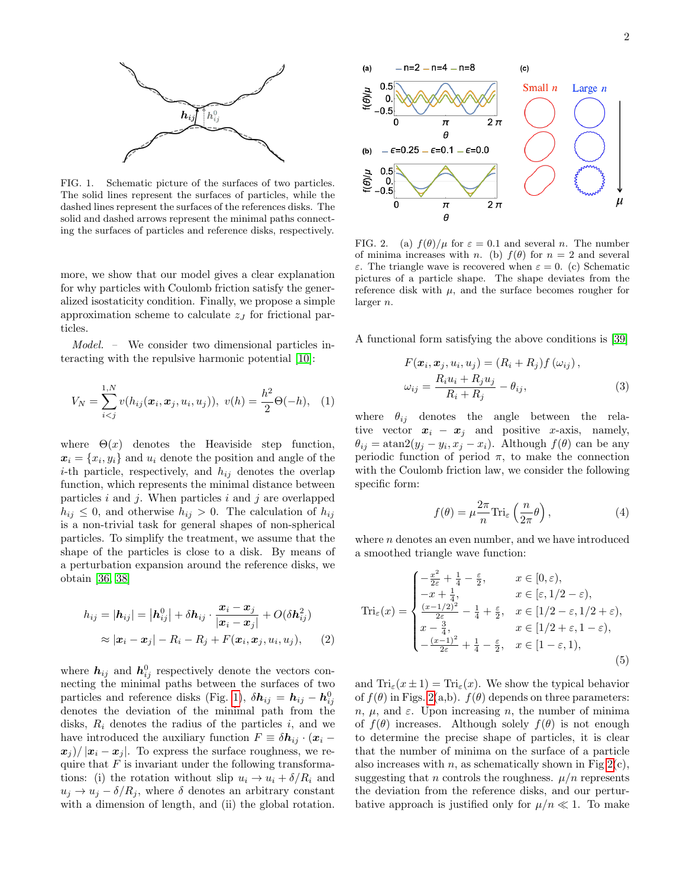FIG. 1. Schematic picture of the surfaces of two particles. The solid lines represent the surfaces of particles, while the dashed lines represent the surfaces of the references disks. The solid and dashed arrows represent the minimal paths connecting the surfaces of particles and reference disks, respectively.

more, we show that our model gives a clear explanation for why particles with Coulomb friction satisfy the generalized isostaticity condition. Finally, we propose a simple approximation scheme to calculate $z_J$ for frictional particles.

*Model.* – We consider two dimensional particles interacting with the repulsive harmonic potential [10]:

$$V_N = \sum_{i<j}^{1,N} v(h_{ij}(\boldsymbol{x}_i, \boldsymbol{x}_j, u_i, u_j)),\ \ v(h) = \frac{h^2}{2}\Theta(-h), \quad (1)$$

where $\Theta(x)$ denotes the Heaviside step function, $\boldsymbol{x}_i = \{x_i, y_i\}$ and $u_i$ denote the position and angle of the $i$-th particle, respectively, and $h_{ij}$ denotes the overlap function, which represents the minimal distance between particles $i$ and $j$. When particles $i$ and $j$ are overlapped $h_{ij} \leq 0$, and otherwise $h_{ij} > 0$. The calculation of $h_{ij}$ is a non-trivial task for general shapes of non-spherical particles. To simplify the treatment, we assume that the shape of the particles is close to a disk. By means of a perturbation expansion around the reference disks, we obtain [36, 38]

$$\begin{aligned} h_{ij} &= |\boldsymbol{h}_{ij}| = \left|\boldsymbol{h}_{ij}^0\right| + \delta\boldsymbol{h}_{ij} \cdot \frac{\boldsymbol{x}_i - \boldsymbol{x}_j}{|\boldsymbol{x}_i - \boldsymbol{x}_j|} + O(\delta\boldsymbol{h}_{ij}^2) \\ &\approx |\boldsymbol{x}_i - \boldsymbol{x}_j| - R_i - R_j + F(\boldsymbol{x}_i, \boldsymbol{x}_j, u_i, u_j), \end{aligned} \quad (2)$$

where $\boldsymbol{h}_{ij}$ and $\boldsymbol{h}_{ij}^0$ respectively denote the vectors connecting the minimal paths between the surfaces of two particles and reference disks (Fig. 1), $\delta\boldsymbol{h}_{ij} = \boldsymbol{h}_{ij} - \boldsymbol{h}_{ij}^0$ denotes the deviation of the minimal path from the disks, $R_i$ denotes the radius of the particles $i$, and we have introduced the auxiliary function $F \equiv \delta\boldsymbol{h}_{ij} \cdot (\boldsymbol{x}_i - \boldsymbol{x}_j)/|\boldsymbol{x}_i - \boldsymbol{x}_j|$. To express the surface roughness, we require that $F$ is invariant under the following transformations: (i) the rotation without slip $u_i \to u_i + \delta/R_i$ and $u_j \to u_j - \delta/R_j$, where $\delta$ denotes an arbitrary constant with a dimension of length, and (ii) the global rotation.

FIG. 2. (a) $f(\theta)/\mu$ for $\varepsilon = 0.1$ and several $n$. The number of minima increases with $n$. (b) $f(\theta)$ for $n = 2$ and several $\varepsilon$. The triangle wave is recovered when $\varepsilon = 0$. (c) Schematic pictures of a particle shape. The shape deviates from the reference disk with $\mu$, and the surface becomes rougher for larger $n$.

A functional form satisfying the above conditions is [39]

$$\begin{aligned} F(\boldsymbol{x}_i, \boldsymbol{x}_j, u_i, u_j) &= (R_i + R_j) f(\omega_{ij}), \\ \omega_{ij} &= \frac{R_i u_i + R_j u_j}{R_i + R_j} - \theta_{ij}, \end{aligned} \quad (3)$$

where $\theta_{ij}$ denotes the angle between the relative vector $\boldsymbol{x}_i - \boldsymbol{x}_j$ and positive $x$-axis, namely, $\theta_{ij} = \mathrm{atan2}(y_j - y_i, x_j - x_i)$. Although $f(\theta)$ can be any periodic function of period $\pi$, to make the connection with the Coulomb friction law, we consider the following specific form:

$$f(\theta) = \mu \frac{2\pi}{n} \mathrm{Tri}_\varepsilon\left(\frac{n}{2\pi}\theta\right), \quad (4)$$

where $n$ denotes an even number, and we have introduced a smoothed triangle wave function:

$$\mathrm{Tri}_\varepsilon(x) = \begin{cases} -\frac{x^2}{2\varepsilon} + \frac{1}{4} - \frac{\varepsilon}{2}, & x \in [0, \varepsilon), \\ -x + \frac{1}{4}, & x \in [\varepsilon, 1/2 - \varepsilon), \\ \frac{(x-1/2)^2}{2\varepsilon} - \frac{1}{4} + \frac{\varepsilon}{2}, & x \in [1/2 - \varepsilon, 1/2 + \varepsilon), \\ x - \frac{3}{4}, & x \in [1/2 + \varepsilon, 1 - \varepsilon), \\ -\frac{(x-1)^2}{2\varepsilon} + \frac{1}{4} - \frac{\varepsilon}{2}, & x \in [1 - \varepsilon, 1), \end{cases} \quad (5)$$

and $\mathrm{Tri}_\varepsilon(x \pm 1) = \mathrm{Tri}_\varepsilon(x)$. We show the typical behavior of $f(\theta)$ in Figs. 2(a,b). $f(\theta)$ depends on three parameters: $n$, $\mu$, and $\varepsilon$. Upon increasing $n$, the number of minima of $f(\theta)$ increases. Although solely $f(\theta)$ is not enough to determine the precise shape of particles, it is clear that the number of minima on the surface of a particle also increases with $n$, as schematically shown in Fig 2(c), suggesting that $n$ controls the roughness. $\mu/n$ represents the deviation from the reference disks, and our perturbative approach is justified only for $\mu/n \ll 1$. To make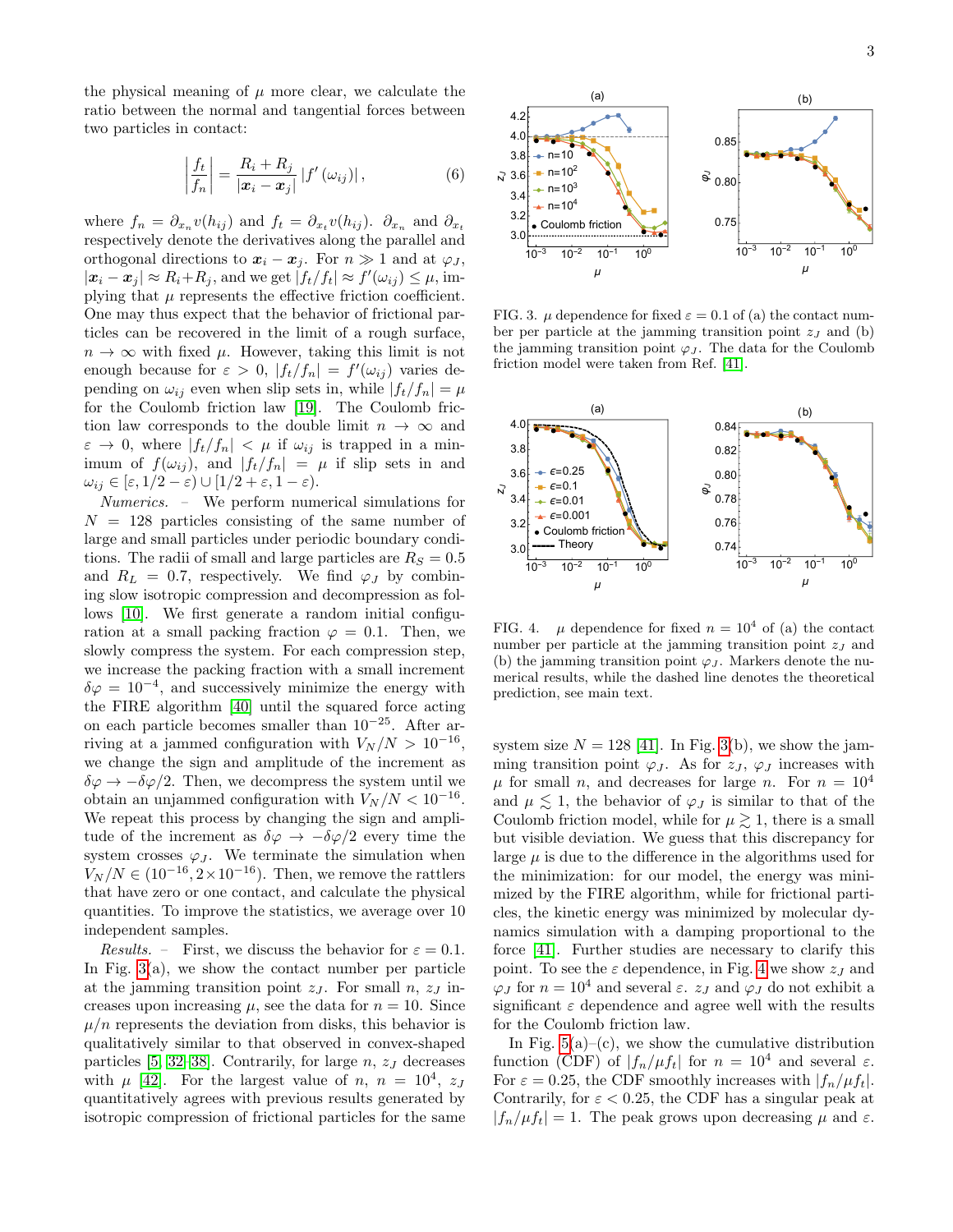the physical meaning of $\mu$ more clear, we calculate the ratio between the normal and tangential forces between two particles in contact:

$$\left|\frac{f_t}{f_n}\right| = \frac{R_i + R_j}{|\boldsymbol{x}_i - \boldsymbol{x}_j|}\left|f'(\omega_{ij})\right|, \tag{6}$$

where $f_n = \partial_{x_n} v(h_{ij})$ and $f_t = \partial_{x_t} v(h_{ij})$. $\partial_{x_n}$ and $\partial_{x_t}$ respectively denote the derivatives along the parallel and orthogonal directions to $\boldsymbol{x}_i - \boldsymbol{x}_j$. For $n \gg 1$ and at $\varphi_J$, $|\boldsymbol{x}_i - \boldsymbol{x}_j| \approx R_i + R_j$, and we get $|f_t/f_t| \approx f'(\omega_{ij}) \leq \mu$, implying that $\mu$ represents the effective friction coefficient. One may thus expect that the behavior of frictional particles can be recovered in the limit of a rough surface, $n \to \infty$ with fixed $\mu$. However, taking this limit is not enough because for $\varepsilon > 0$, $|f_t/f_n| = f'(\omega_{ij})$ varies depending on $\omega_{ij}$ even when slip sets in, while $|f_t/f_n| = \mu$ for the Coulomb friction law [19]. The Coulomb friction law corresponds to the double limit $n \to \infty$ and $\varepsilon \to 0$, where $|f_t/f_n| < \mu$ if $\omega_{ij}$ is trapped in a minimum of $f(\omega_{ij})$, and $|f_t/f_n| = \mu$ if slip sets in and $\omega_{ij} \in [\varepsilon, 1/2 - \varepsilon) \cup [1/2 + \varepsilon, 1 - \varepsilon)$.

*Numerics.* – We perform numerical simulations for $N = 128$ particles consisting of the same number of large and small particles under periodic boundary conditions. The radii of small and large particles are $R_S = 0.5$ and $R_L = 0.7$, respectively. We find $\varphi_J$ by combining slow isotropic compression and decompression as follows [10]. We first generate a random initial configuration at a small packing fraction $\varphi = 0.1$. Then, we slowly compress the system. For each compression step, we increase the packing fraction with a small increment $\delta\varphi = 10^{-4}$, and successively minimize the energy with the FIRE algorithm [40] until the squared force acting on each particle becomes smaller than $10^{-25}$. After arriving at a jammed configuration with $V_N/N > 10^{-16}$, we change the sign and amplitude of the increment as $\delta\varphi \to -\delta\varphi/2$. Then, we decompress the system until we obtain an unjammed configuration with $V_N/N < 10^{-16}$. We repeat this process by changing the sign and amplitude of the increment as $\delta\varphi \to -\delta\varphi/2$ every time the system crosses $\varphi_J$. We terminate the simulation when $V_N/N \in (10^{-16}, 2\times10^{-16})$. Then, we remove the rattlers that have zero or one contact, and calculate the physical quantities. To improve the statistics, we average over 10 independent samples.

*Results.* – First, we discuss the behavior for $\varepsilon = 0.1$. In Fig. 3(a), we show the contact number per particle at the jamming transition point $z_J$. For small $n$, $z_J$ increases upon increasing $\mu$, see the data for $n = 10$. Since $\mu/n$ represents the deviation from disks, this behavior is qualitatively similar to that observed in convex-shaped particles [5, 32–38]. Contrarily, for large $n$, $z_J$ decreases with $\mu$ [42]. For the largest value of $n$, $n = 10^4$, $z_J$ quantitatively agrees with previous results generated by isotropic compression of frictional particles for the same system size $N = 128$ [41]. In Fig. 3(b), we show the jamming transition point $\varphi_J$. As for $z_J$, $\varphi_J$ increases with $\mu$ for small $n$, and decreases for large $n$. For $n = 10^4$ and $\mu \lesssim 1$, the behavior of $\varphi_J$ is similar to that of the Coulomb friction model, while for $\mu \gtrsim 1$, there is a small but visible deviation. We guess that this discrepancy for large $\mu$ is due to the difference in the algorithms used for the minimization: for our model, the energy was minimized by the FIRE algorithm, while for frictional particles, the kinetic energy was minimized by molecular dynamics simulation with a damping proportional to the force [41]. Further studies are necessary to clarify this point. To see the $\varepsilon$ dependence, in Fig. 4 we show $z_J$ and $\varphi_J$ for $n = 10^4$ and several $\varepsilon$. $z_J$ and $\varphi_J$ do not exhibit a significant $\varepsilon$ dependence and agree well with the results for the Coulomb friction law.

FIG. 3. $\mu$ dependence for fixed $\varepsilon = 0.1$ of (a) the contact number per particle at the jamming transition point $z_J$ and (b) the jamming transition point $\varphi_J$. The data for the Coulomb friction model were taken from Ref. [41].

FIG. 4. $\mu$ dependence for fixed $n = 10^4$ of (a) the contact number per particle at the jamming transition point $z_J$ and (b) the jamming transition point $\varphi_J$. Markers denote the numerical results, while the dashed line denotes the theoretical prediction, see main text.

In Fig. 5(a)–(c), we show the cumulative distribution function (CDF) of $|f_n/\mu f_t|$ for $n = 10^4$ and several $\varepsilon$. For $\varepsilon = 0.25$, the CDF smoothly increases with $|f_n/\mu f_t|$. Contrarily, for $\varepsilon < 0.25$, the CDF has a singular peak at $|f_n/\mu f_t| = 1$. The peak grows upon decreasing $\mu$ and $\varepsilon$.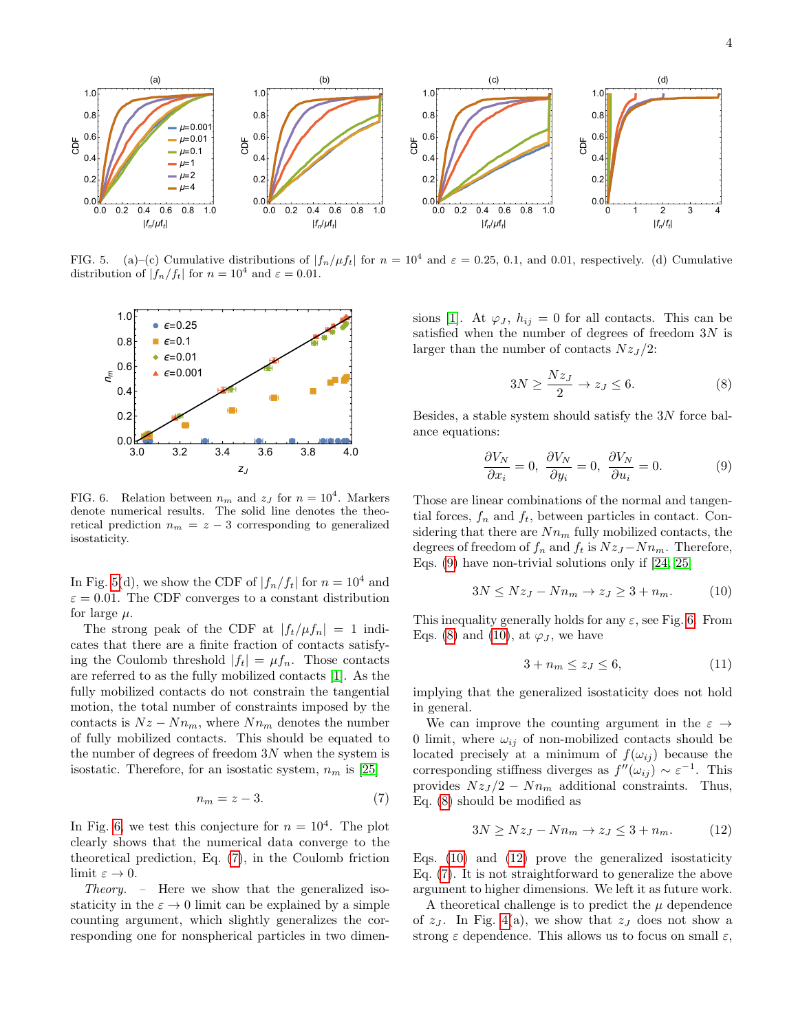FIG. 5. (a)–(c) Cumulative distributions of $|f_n/\mu f_t|$ for $n = 10^4$ and $\varepsilon = 0.25$, 0.1, and 0.01, respectively. (d) Cumulative distribution of $|f_n/f_t|$ for $n = 10^4$ and $\varepsilon = 0.01$.

FIG. 6. Relation between $n_m$ and $z_J$ for $n = 10^4$. Markers denote numerical results. The solid line denotes the theoretical prediction $n_m = z - 3$ corresponding to generalized isostaticity.

In Fig. 5(d), we show the CDF of $|f_n/f_t|$ for $n = 10^4$ and $\varepsilon = 0.01$. The CDF converges to a constant distribution for large $\mu$.

The strong peak of the CDF at $|f_t/\mu f_n| = 1$ indicates that there are a finite fraction of contacts satisfying the Coulomb threshold $|f_t| = \mu f_n$. Those contacts are referred to as the fully mobilized contacts [1]. As the fully mobilized contacts do not constrain the tangential motion, the total number of constraints imposed by the contacts is $Nz - Nn_m$, where $Nn_m$ denotes the number of fully mobilized contacts. This should be equated to the number of degrees of freedom $3N$ when the system is isostatic. Therefore, for an isostatic system, $n_m$ is [25]

$$n_m = z - 3. \tag{7}$$

In Fig. 6, we test this conjecture for $n = 10^4$. The plot clearly shows that the numerical data converge to the theoretical prediction, Eq. (7), in the Coulomb friction limit $\varepsilon \to 0$.

*Theory.* – Here we show that the generalized isostaticity in the $\varepsilon \to 0$ limit can be explained by a simple counting argument, which slightly generalizes the corresponding one for nonspherical particles in two dimensions [1]. At $\varphi_J$, $h_{ij} = 0$ for all contacts. This can be satisfied when the number of degrees of freedom $3N$ is larger than the number of contacts $Nz_J/2$:

$$3N \geq \frac{Nz_J}{2} \to z_J \leq 6. \tag{8}$$

Besides, a stable system should satisfy the $3N$ force balance equations:

$$\frac{\partial V_N}{\partial x_i} = 0, \ \frac{\partial V_N}{\partial y_i} = 0, \ \frac{\partial V_N}{\partial u_i} = 0. \tag{9}$$

Those are linear combinations of the normal and tangential forces, $f_n$ and $f_t$, between particles in contact. Considering that there are $Nn_m$ fully mobilized contacts, the degrees of freedom of $f_n$ and $f_t$ is $Nz_J - Nn_m$. Therefore, Eqs. (9) have non-trivial solutions only if [24, 25]

$$3N \leq Nz_J - Nn_m \to z_J \geq 3 + n_m. \tag{10}$$

This inequality generally holds for any $\varepsilon$, see Fig. 6. From Eqs. (8) and (10), at $\varphi_J$, we have

$$3 + n_m \leq z_J \leq 6, \tag{11}$$

implying that the generalized isostaticity does not hold in general.

We can improve the counting argument in the $\varepsilon \to 0$ limit, where $\omega_{ij}$ of non-mobilized contacts should be located precisely at a minimum of $f(\omega_{ij})$ because the corresponding stiffness diverges as $f''(\omega_{ij}) \sim \varepsilon^{-1}$. This provides $Nz_J/2 - Nn_m$ additional constraints. Thus, Eq. (8) should be modified as

$$3N \geq Nz_J - Nn_m \to z_J \leq 3 + n_m. \tag{12}$$

Eqs. (10) and (12) prove the generalized isostaticity Eq. (7). It is not straightforward to generalize the above argument to higher dimensions. We left it as future work.

A theoretical challenge is to predict the $\mu$ dependence of $z_J$. In Fig. 4(a), we show that $z_J$ does not show a strong $\varepsilon$ dependence. This allows us to focus on small $\varepsilon$,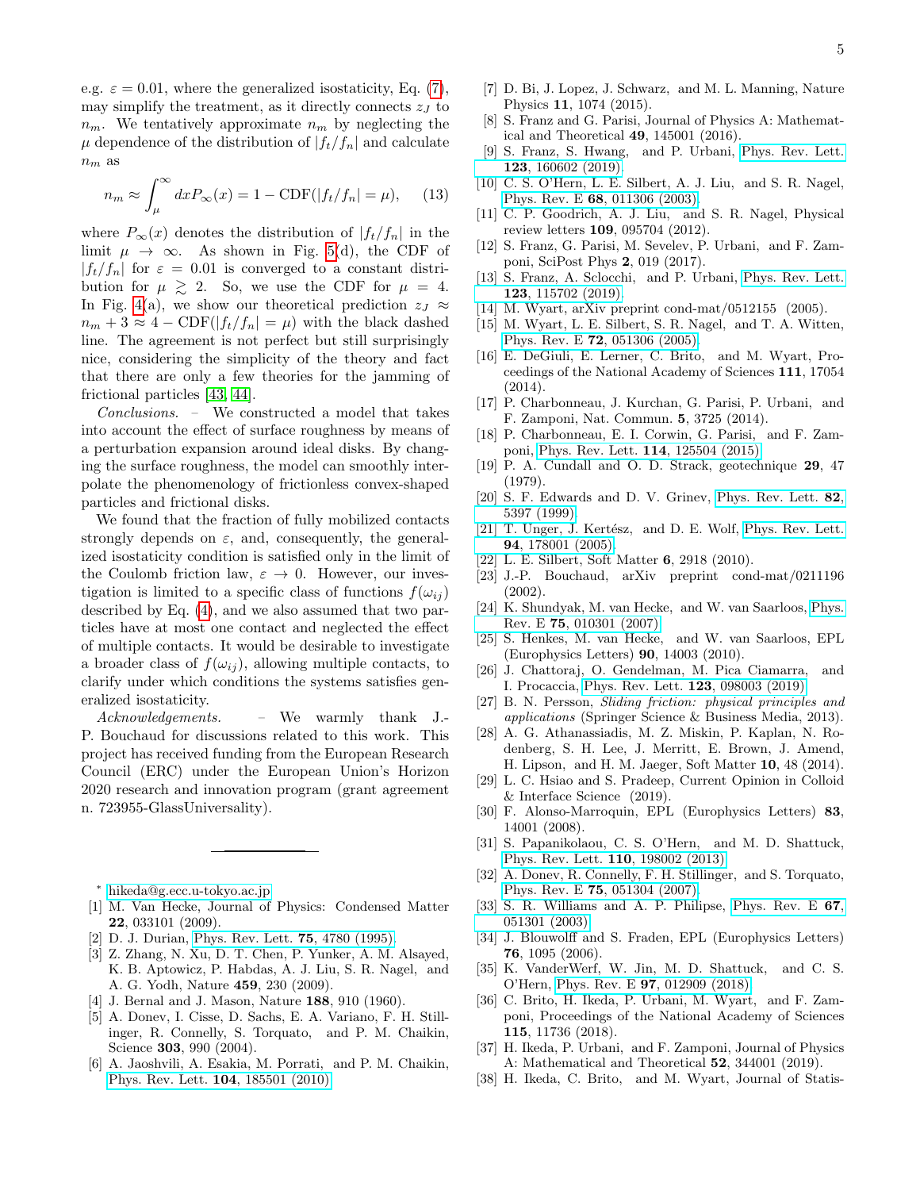e.g. $\varepsilon = 0.01$, where the generalized isostaticity, Eq. (7), may simplify the treatment, as it directly connects $z_J$ to $n_m$. We tentatively approximate $n_m$ by neglecting the $\mu$ dependence of the distribution of $|f_t/f_n|$ and calculate $n_m$ as

$$n_m \approx \int_{\mu}^{\infty} dx P_{\infty}(x) = 1 - \mathrm{CDF}(|f_t/f_n| = \mu), \quad (13)$$

where $P_{\infty}(x)$ denotes the distribution of $|f_t/f_n|$ in the limit $\mu \to \infty$. As shown in Fig. 5(d), the CDF of $|f_t/f_n|$ for $\varepsilon = 0.01$ is converged to a constant distribution for $\mu \gtrsim 2$. So, we use the CDF for $\mu = 4$. In Fig. 4(a), we show our theoretical prediction $z_J \approx n_m + 3 \approx 4 - \mathrm{CDF}(|f_t/f_n| = \mu)$ with the black dashed line. The agreement is not perfect but still surprisingly nice, considering the simplicity of the theory and fact that there are only a few theories for the jamming of frictional particles [43, 44].

*Conclusions.* – We constructed a model that takes into account the effect of surface roughness by means of a perturbation expansion around ideal disks. By changing the surface roughness, the model can smoothly interpolate the phenomenology of frictionless convex-shaped particles and frictional disks.

We found that the fraction of fully mobilized contacts strongly depends on $\varepsilon$, and, consequently, the generalized isostaticity condition is satisfied only in the limit of the Coulomb friction law, $\varepsilon \to 0$. However, our investigation is limited to a specific class of functions $f(\omega_{ij})$ described by Eq. (4), and we also assumed that two particles have at most one contact and neglected the effect of multiple contacts. It would be desirable to investigate a broader class of $f(\omega_{ij})$, allowing multiple contacts, to clarify under which conditions the systems satisfies generalized isostaticity.

*Acknowledgements.* – We warmly thank J.-P. Bouchaud for discussions related to this work. This project has received funding from the European Research Council (ERC) under the European Union's Horizon 2020 research and innovation program (grant agreement n. 723955-GlassUniversality).

---

* hikeda@g.ecc.u-tokyo.ac.jp

[1] M. Van Hecke, Journal of Physics: Condensed Matter **22**, 033101 (2009).
[2] D. J. Durian, Phys. Rev. Lett. **75**, 4780 (1995).
[3] Z. Zhang, N. Xu, D. T. Chen, P. Yunker, A. M. Alsayed, K. B. Aptowicz, P. Habdas, A. J. Liu, S. R. Nagel, and A. G. Yodh, Nature **459**, 230 (2009).
[4] J. Bernal and J. Mason, Nature **188**, 910 (1960).
[5] A. Donev, I. Cisse, D. Sachs, E. A. Variano, F. H. Stillinger, R. Connelly, S. Torquato, and P. M. Chaikin, Science **303**, 990 (2004).
[6] A. Jaoshvili, A. Esakia, M. Porrati, and P. M. Chaikin, Phys. Rev. Lett. **104**, 185501 (2010).
[7] D. Bi, J. Lopez, J. Schwarz, and M. L. Manning, Nature Physics **11**, 1074 (2015).
[8] S. Franz and G. Parisi, Journal of Physics A: Mathematical and Theoretical **49**, 145001 (2016).
[9] S. Franz, S. Hwang, and P. Urbani, Phys. Rev. Lett. **123**, 160602 (2019).
[10] C. S. O'Hern, L. E. Silbert, A. J. Liu, and S. R. Nagel, Phys. Rev. E **68**, 011306 (2003).
[11] C. P. Goodrich, A. J. Liu, and S. R. Nagel, Physical review letters **109**, 095704 (2012).
[12] S. Franz, G. Parisi, M. Sevelev, P. Urbani, and F. Zamponi, SciPost Phys **2**, 019 (2017).
[13] S. Franz, A. Sclocchi, and P. Urbani, Phys. Rev. Lett. **123**, 115702 (2019).
[14] M. Wyart, arXiv preprint cond-mat/0512155 (2005).
[15] M. Wyart, L. E. Silbert, S. R. Nagel, and T. A. Witten, Phys. Rev. E **72**, 051306 (2005).
[16] E. DeGiuli, E. Lerner, C. Brito, and M. Wyart, Proceedings of the National Academy of Sciences **111**, 17054 (2014).
[17] P. Charbonneau, J. Kurchan, G. Parisi, P. Urbani, and F. Zamponi, Nat. Commun. **5**, 3725 (2014).
[18] P. Charbonneau, E. I. Corwin, G. Parisi, and F. Zamponi, Phys. Rev. Lett. **114**, 125504 (2015).
[19] P. A. Cundall and O. D. Strack, geotechnique **29**, 47 (1979).
[20] S. F. Edwards and D. V. Grinev, Phys. Rev. Lett. **82**, 5397 (1999).
[21] T. Unger, J. Kertész, and D. E. Wolf, Phys. Rev. Lett. **94**, 178001 (2005).
[22] L. E. Silbert, Soft Matter **6**, 2918 (2010).
[23] J.-P. Bouchaud, arXiv preprint cond-mat/0211196 (2002).
[24] K. Shundyak, M. van Hecke, and W. van Saarloos, Phys. Rev. E **75**, 010301 (2007).
[25] S. Henkes, M. van Hecke, and W. van Saarloos, EPL (Europhysics Letters) **90**, 14003 (2010).
[26] J. Chattoraj, O. Gendelman, M. Pica Ciamarra, and I. Procaccia, Phys. Rev. Lett. **123**, 098003 (2019).
[27] B. N. Persson, *Sliding friction: physical principles and applications* (Springer Science & Business Media, 2013).
[28] A. G. Athanassiadis, M. Z. Miskin, P. Kaplan, N. Rodenberg, S. H. Lee, J. Merritt, E. Brown, J. Amend, H. Lipson, and H. M. Jaeger, Soft Matter **10**, 48 (2014).
[29] L. C. Hsiao and S. Pradeep, Current Opinion in Colloid & Interface Science (2019).
[30] F. Alonso-Marroquin, EPL (Europhysics Letters) **83**, 14001 (2008).
[31] S. Papanikolaou, C. S. O'Hern, and M. D. Shattuck, Phys. Rev. Lett. **110**, 198002 (2013).
[32] A. Donev, R. Connelly, F. H. Stillinger, and S. Torquato, Phys. Rev. E **75**, 051304 (2007).
[33] S. R. Williams and A. P. Philipse, Phys. Rev. E **67**, 051301 (2003).
[34] J. Blouwolff and S. Fraden, EPL (Europhysics Letters) **76**, 1095 (2006).
[35] K. VanderWerf, W. Jin, M. D. Shattuck, and C. S. O'Hern, Phys. Rev. E **97**, 012909 (2018).
[36] C. Brito, H. Ikeda, P. Urbani, M. Wyart, and F. Zamponi, Proceedings of the National Academy of Sciences **115**, 11736 (2018).
[37] H. Ikeda, P. Urbani, and F. Zamponi, Journal of Physics A: Mathematical and Theoretical **52**, 344001 (2019).
[38] H. Ikeda, C. Brito, and M. Wyart, Journal of Statis-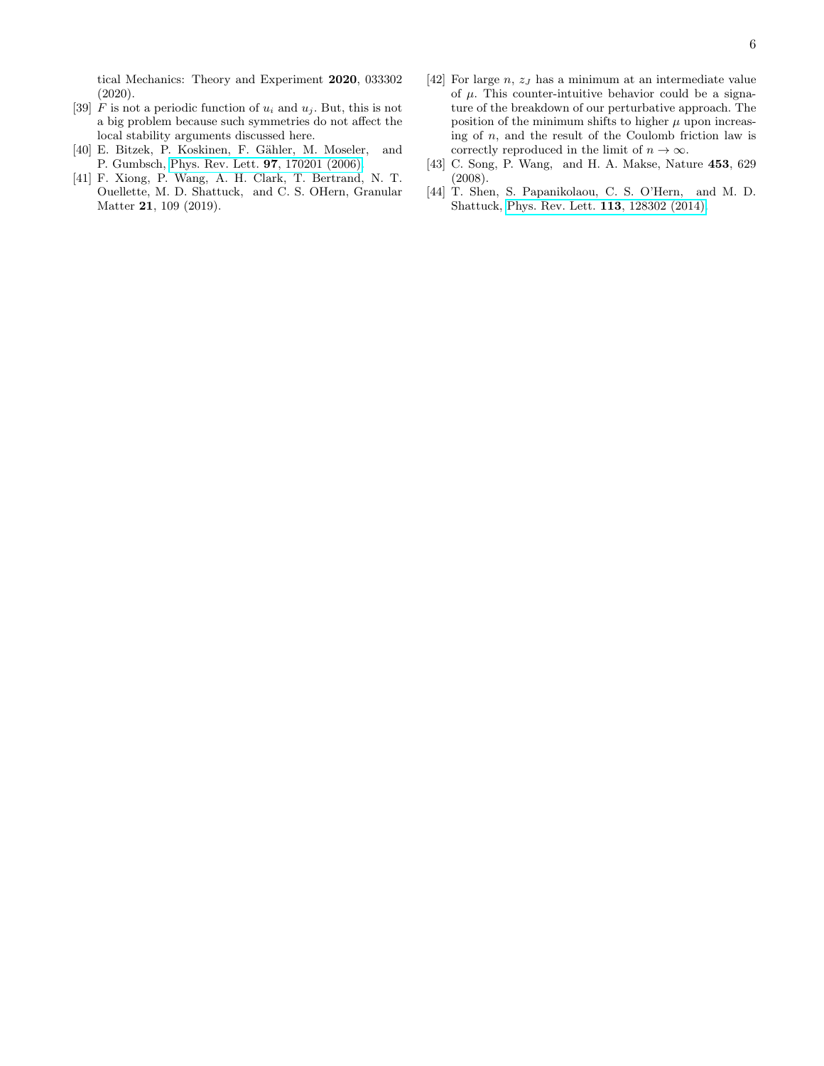tical Mechanics: Theory and Experiment **2020**, 033302 (2020).

[39] $F$ is not a periodic function of $u_i$ and $u_j$. But, this is not a big problem because such symmetries do not affect the local stability arguments discussed here.

[40] E. Bitzek, P. Koskinen, F. Gähler, M. Moseler, and P. Gumbsch, Phys. Rev. Lett. **97**, 170201 (2006).

[41] F. Xiong, P. Wang, A. H. Clark, T. Bertrand, N. T. Ouellette, M. D. Shattuck, and C. S. OHern, Granular Matter **21**, 109 (2019).

[42] For large $n$, $z_J$ has a minimum at an intermediate value of $\mu$. This counter-intuitive behavior could be a signature of the breakdown of our perturbative approach. The position of the minimum shifts to higher $\mu$ upon increasing of $n$, and the result of the Coulomb friction law is correctly reproduced in the limit of $n \to \infty$.

[43] C. Song, P. Wang, and H. A. Makse, Nature **453**, 629 (2008).

[44] T. Shen, S. Papanikolaou, C. S. O'Hern, and M. D. Shattuck, Phys. Rev. Lett. **113**, 128302 (2014).